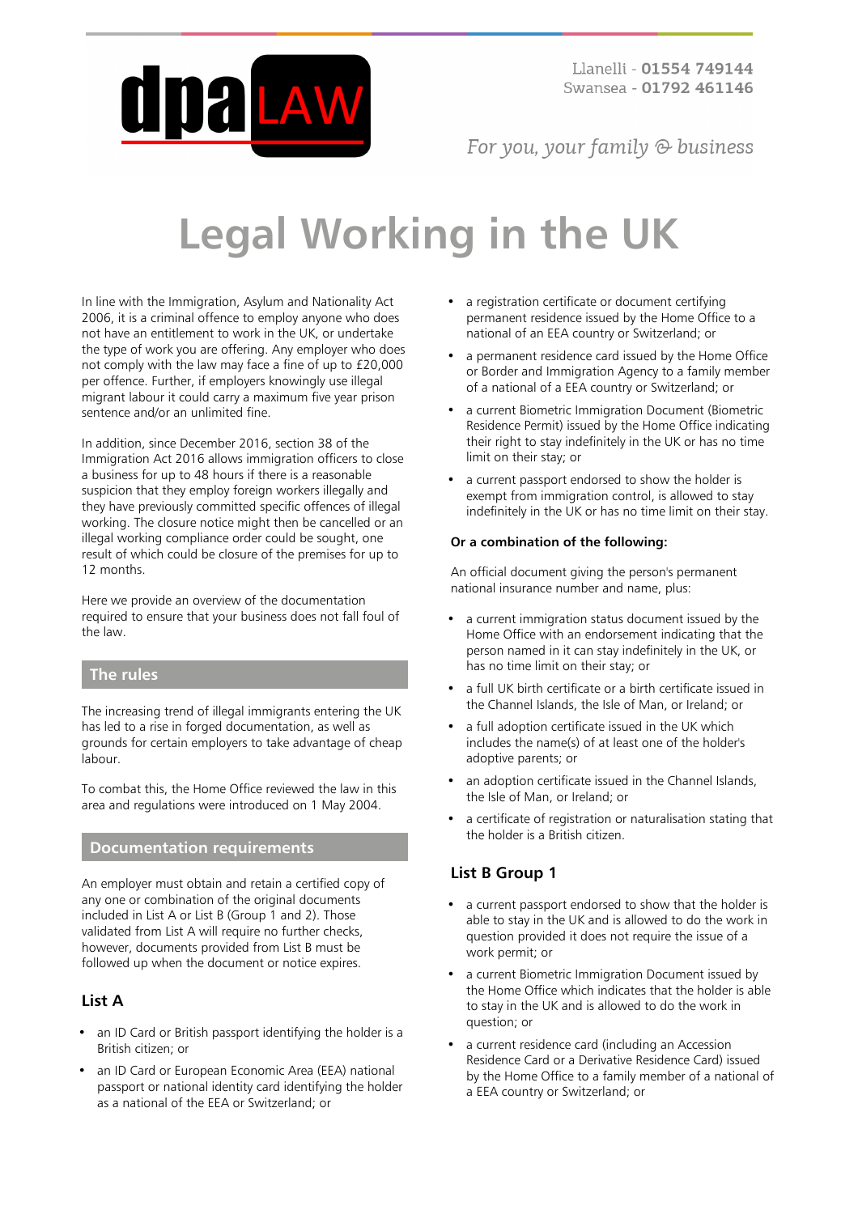# Legal Working in the UK

In line with the Immigration, Asylum and Nationality Act 2006, it is a criminal offence to employ anyone who does not have an entitlement to work in the UK, or undertake the type of work you are offering. Any employer who does not comply with the law may face a fine of up to £20,000 per offence. Further, if employers knowingly use illegal migrant labour it could carry a maximum five year prison sentence and/or an unlimited fine.

In addition, since December 2016, section 38 of the Immigration Act 2016 allows immigration officers to close a business for up to 48 hours if there is a reasonable suspicion that they employ foreign workers illegally and they have previously committed specific offences of illegal working. The closure notice might then be cancelled or an illegal working compliance order could be sought, one result of which could be closure of the premises for up to 12 months.

Here we provide an overview of the documentation required to ensure that your business does not fall foul of the law.

## The rules

The increasing trend of illegal immigrants entering the UK has led to a rise in forged documentation, as well as grounds for certain employers to take advantage of cheap labour.

To combat this, the Home Office reviewed the law in this area and regulations were introduced on 1 May 2004.

## Documentation requirements

An employer must obtain and retain a certified copy of any one or combination of the original documents included in List A or List B (Group 1 and 2). Those validated from List A will require no further checks, however, documents provided from List B must be followed up when the document or notice expires.

### List A

- an ID Card or British passport identifying the holder is a British citizen; or
- an ID Card or European Economic Area (EEA) national passport or national identity card identifying the holder as a national of the EEA or Switzerland; or
- a registration certificate or document certifying permanent residence issued by the Home Office to a national of an EEA country or Switzerland; or
- a permanent residence card issued by the Home Office or Border and Immigration Agency to a family member of a national of a EEA country or Switzerland; or
- a current Biometric Immigration Document (Biometric Residence Permit) issued by the Home Office indicating their right to stay indefinitely in the UK or has no time limit on their stay; or
- a current passport endorsed to show the holder is exempt from immigration control, is allowed to stay indefinitely in the UK or has no time limit on their stay.

**Or a combination of the following:**

An official document giving the person's permanent national insurance number and name, plus:

- a current immigration status document issued by the Home Office with an endorsement indicating that the person named in it can stay indefinitely in the UK, or has no time limit on their stay; or
- a full UK birth certificate or a birth certificate issued in the Channel Islands, the Isle of Man, or Ireland; or
- a full adoption certificate issued in the UK which includes the name(s) of at least one of the holder's adoptive parents; or
- an adoption certificate issued in the Channel Islands, the Isle of Man, or Ireland; or
- a certificate of registration or naturalisation stating that the holder is a British citizen.

### List B Group 1

- a current passport endorsed to show that the holder is able to stay in the UK and is allowed to do the work in question provided it does not require the issue of a work permit; or
- a current Biometric Immigration Document issued by the Home Office which indicates that the holder is able to stay in the UK and is allowed to do the work in question; or
- a current residence card (including an Accession Residence Card or a Derivative Residence Card) issued by the Home Office to a family member of a national of a EEA country or Switzerland; or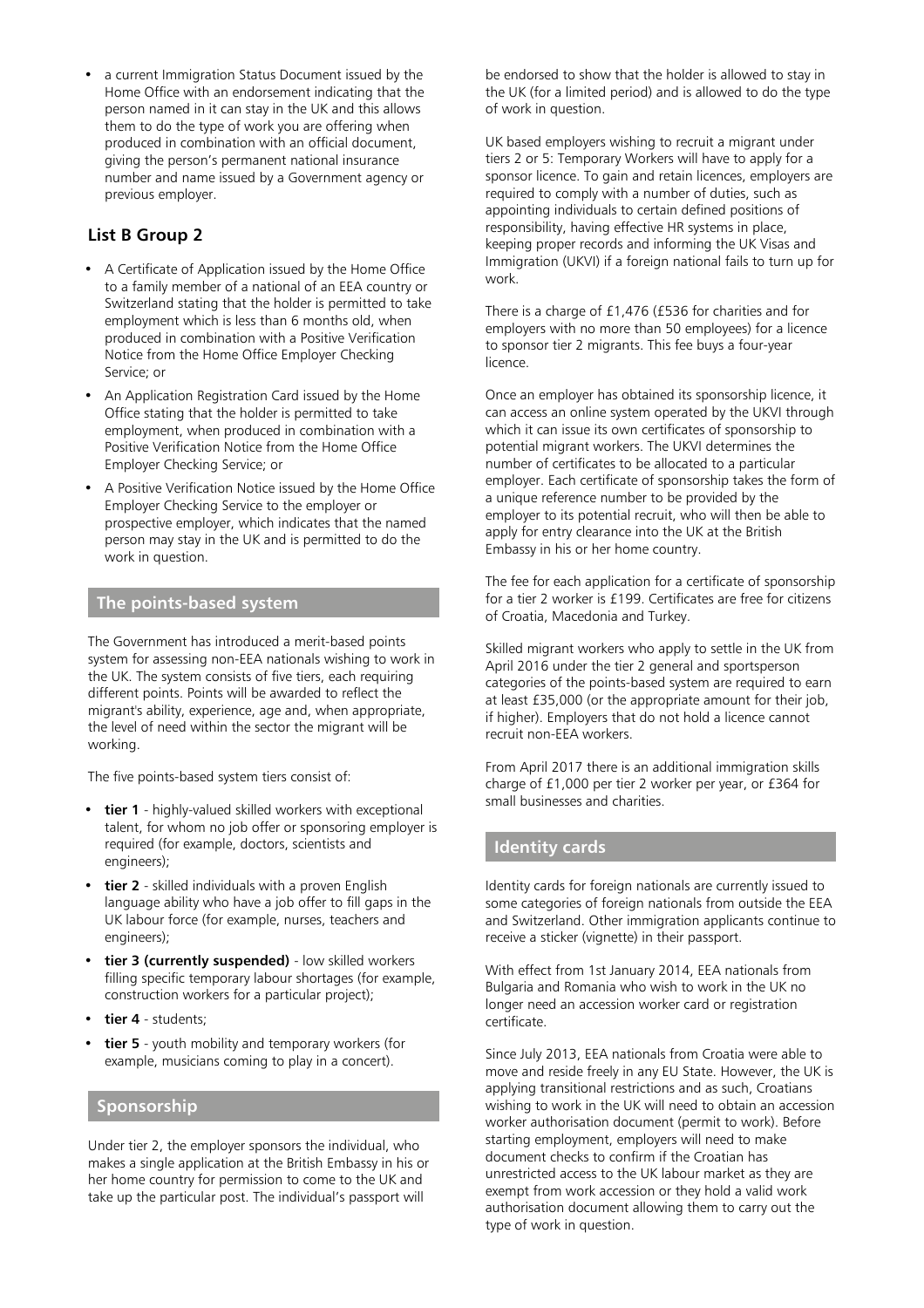- a current Immigration Status Document issued by the Home Office with an endorsement indicating that the person named in it can stay in the UK and this allows them to do the type of work you are offering when produced in combination with an official document, giving the person's permanent national insurance number and name issued by a Government agency or previous employer.

### List B Group 2

- A Certificate of Application issued by the Home Office to a family member of a national of an EEA country or Switzerland stating that the holder is permitted to take employment which is less than 6 months old, when produced in combination with a Positive Verification Notice from the Home Office Employer Checking Service; or
- An Application Registration Card issued by the Home Office stating that the holder is permitted to take employment, when produced in combination with a Positive Verification Notice from the Home Office Employer Checking Service; or
- A Positive Verification Notice issued by the Home Office Employer Checking Service to the employer or prospective employer, which indicates that the named person may stay in the UK and is permitted to do the work in question.

## The points-based system

The Government has introduced a merit-based points system for assessing non-EEA nationals wishing to work in the UK. The system consists of five tiers, each requiring different points. Points will be awarded to reflect the migrant's ability, experience, age and, when appropriate, the level of need within the sector the migrant will be working.

The five points-based system tiers consist of:

- **tier 1** - highly-valued skilled workers with exceptional talent, for whom no job offer or sponsoring employer is required (for example, doctors, scientists and engineers);
- **tier 2** - skilled individuals with a proven English language ability who have a job offer to fill gaps in the UK labour force (for example, nurses, teachers and engineers);
- **tier 3 (currently suspended)** - low skilled workers filling specific temporary labour shortages (for example, construction workers for a particular project);
- **tier 4** - students;
- **tier 5** - youth mobility and temporary workers (for example, musicians coming to play in a concert).

## Sponsorship

Under tier 2, the employer sponsors the individual, who makes a single application at the British Embassy in his or her home country for permission to come to the UK and take up the particular post. The individual's passport will be endorsed to show that the holder is allowed to stay in the UK (for a limited period) and is allowed to do the type of work in question.

UK based employers wishing to recruit a migrant under tiers 2 or 5: Temporary Workers will have to apply for a sponsor licence. To gain and retain licences, employers are required to comply with a number of duties, such as appointing individuals to certain defined positions of responsibility, having effective HR systems in place, keeping proper records and informing the UK Visas and Immigration (UKVI) if a foreign national fails to turn up for work.

There is a charge of £1,476 (£536 for charities and for employers with no more than 50 employees) for a licence to sponsor tier 2 migrants. This fee buys a four-year licence.

Once an employer has obtained its sponsorship licence, it can access an online system operated by the UKVI through which it can issue its own certificates of sponsorship to potential migrant workers. The UKVI determines the number of certificates to be allocated to a particular employer. Each certificate of sponsorship takes the form of a unique reference number to be provided by the employer to its potential recruit, who will then be able to apply for entry clearance into the UK at the British Embassy in his or her home country.

The fee for each application for a certificate of sponsorship for a tier 2 worker is £199. Certificates are free for citizens of Croatia, Macedonia and Turkey.

Skilled migrant workers who apply to settle in the UK from April 2016 under the tier 2 general and sportsperson categories of the points-based system are required to earn at least £35,000 (or the appropriate amount for their job, if higher). Employers that do not hold a licence cannot recruit non-EEA workers.

From April 2017 there is an additional immigration skills charge of £1,000 per tier 2 worker per year, or £364 for small businesses and charities.

## Identity cards

Identity cards for foreign nationals are currently issued to some categories of foreign nationals from outside the EEA and Switzerland. Other immigration applicants continue to receive a sticker (vignette) in their passport.

With effect from 1st January 2014, EEA nationals from Bulgaria and Romania who wish to work in the UK no longer need an accession worker card or registration certificate.

Since July 2013, EEA nationals from Croatia were able to move and reside freely in any EU State. However, the UK is applying transitional restrictions and as such, Croatians wishing to work in the UK will need to obtain an accession worker authorisation document (permit to work). Before starting employment, employers will need to make document checks to confirm if the Croatian has unrestricted access to the UK labour market as they are exempt from work accession or they hold a valid work authorisation document allowing them to carry out the type of work in question.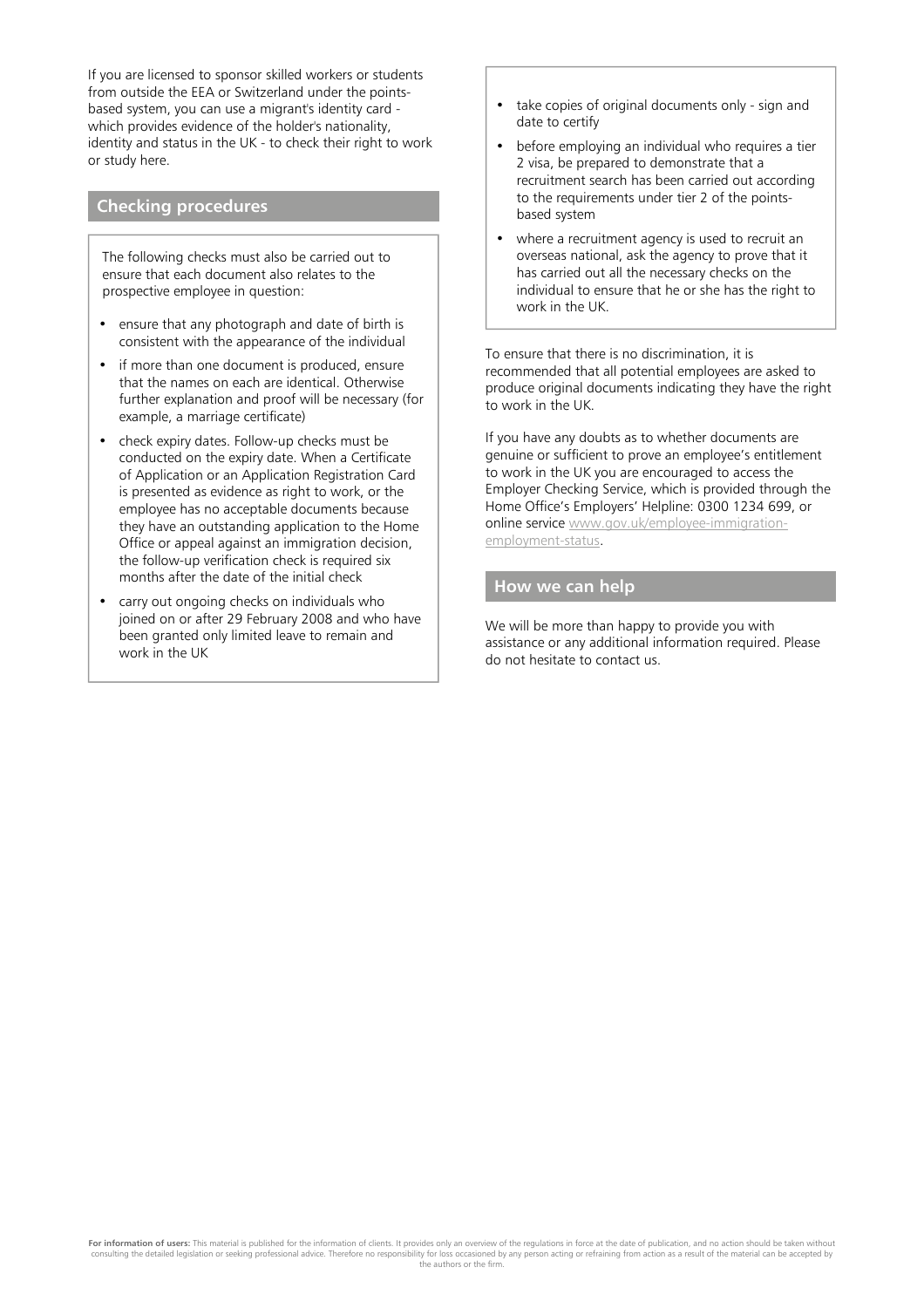If you are licensed to sponsor skilled workers or students from outside the EEA or Switzerland under the points-based system, you can use a migrant's identity card - which provides evidence of the holder's nationality, identity and status in the UK - to check their right to work or study here.

## Checking procedures

The following checks must also be carried out to ensure that each document also relates to the prospective employee in question:

- ensure that any photograph and date of birth is consistent with the appearance of the individual
- if more than one document is produced, ensure that the names on each are identical. Otherwise further explanation and proof will be necessary (for example, a marriage certificate)
- check expiry dates. Follow-up checks must be conducted on the expiry date. When a Certificate of Application or an Application Registration Card is presented as evidence as right to work, or the employee has no acceptable documents because they have an outstanding application to the Home Office or appeal against an immigration decision, the follow-up verification check is required six months after the date of the initial check
- carry out ongoing checks on individuals who joined on or after 29 February 2008 and who have been granted only limited leave to remain and work in the UK
- take copies of original documents only - sign and date to certify
- before employing an individual who requires a tier 2 visa, be prepared to demonstrate that a recruitment search has been carried out according to the requirements under tier 2 of the points-based system
- where a recruitment agency is used to recruit an overseas national, ask the agency to prove that it has carried out all the necessary checks on the individual to ensure that he or she has the right to work in the UK.

To ensure that there is no discrimination, it is recommended that all potential employees are asked to produce original documents indicating they have the right to work in the UK.

If you have any doubts as to whether documents are genuine or sufficient to prove an employee's entitlement to work in the UK you are encouraged to access the Employer Checking Service, which is provided through the Home Office's Employers' Helpline: 0300 1234 699, or online service www.gov.uk/employee-immigration-employment-status.

## How we can help

We will be more than happy to provide you with assistance or any additional information required. Please do not hesitate to contact us.

**For information of users:** This material is published for the information of clients. It provides only an overview of the regulations in force at the date of publication, and no action should be taken without consulting the detailed legislation or seeking professional advice. Therefore no responsibility for loss occasioned by any person acting or refraining from action as a result of the material can be accepted by the authors or the firm.